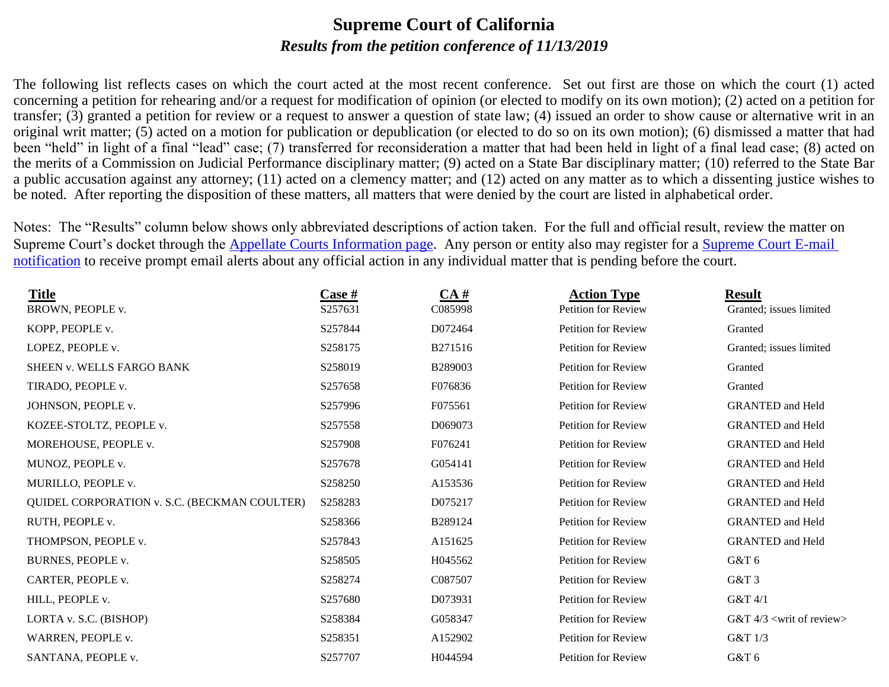# Supreme Court of California

## *Results from the petition conference of 11/13/2019*

The following list reflects cases on which the court acted at the most recent conference. Set out first are those on which the court (1) acted concerning a petition for rehearing and/or a request for modification of opinion (or elected to modify on its own motion); (2) acted on a petition for transfer; (3) granted a petition for review or a request to answer a question of state law; (4) issued an order to show cause or alternative writ in an original writ matter; (5) acted on a motion for publication or depublication (or elected to do so on its own motion); (6) dismissed a matter that had been "held" in light of a final "lead" case; (7) transferred for reconsideration a matter that had been held in light of a final lead case; (8) acted on the merits of a Commission on Judicial Performance disciplinary matter; (9) acted on a State Bar disciplinary matter; (10) referred to the State Bar a public accusation against any attorney; (11) acted on a clemency matter; and (12) acted on any matter as to which a dissenting justice wishes to be noted. After reporting the disposition of these matters, all matters that were denied by the court are listed in alphabetical order.

Notes: The "Results" column below shows only abbreviated descriptions of action taken. For the full and official result, review the matter on Supreme Court's docket through the Appellate Courts Information page. Any person or entity also may register for a Supreme Court E-mail notification to receive prompt email alerts about any official action in any individual matter that is pending before the court.

| Title | Case # | CA # | Action Type | Result |
|---|---|---|---|---|
| BROWN, PEOPLE v. | S257631 | C085998 | Petition for Review | Granted; issues limited |
| KOPP, PEOPLE v. | S257844 | D072464 | Petition for Review | Granted |
| LOPEZ, PEOPLE v. | S258175 | B271516 | Petition for Review | Granted; issues limited |
| SHEEN v. WELLS FARGO BANK | S258019 | B289003 | Petition for Review | Granted |
| TIRADO, PEOPLE v. | S257658 | F076836 | Petition for Review | Granted |
| JOHNSON, PEOPLE v. | S257996 | F075561 | Petition for Review | GRANTED and Held |
| KOZEE-STOLTZ, PEOPLE v. | S257558 | D069073 | Petition for Review | GRANTED and Held |
| MOREHOUSE, PEOPLE v. | S257908 | F076241 | Petition for Review | GRANTED and Held |
| MUNOZ, PEOPLE v. | S257678 | G054141 | Petition for Review | GRANTED and Held |
| MURILLO, PEOPLE v. | S258250 | A153536 | Petition for Review | GRANTED and Held |
| QUIDEL CORPORATION v. S.C. (BECKMAN COULTER) | S258283 | D075217 | Petition for Review | GRANTED and Held |
| RUTH, PEOPLE v. | S258366 | B289124 | Petition for Review | GRANTED and Held |
| THOMPSON, PEOPLE v. | S257843 | A151625 | Petition for Review | GRANTED and Held |
| BURNES, PEOPLE v. | S258505 | H045562 | Petition for Review | G&T 6 |
| CARTER, PEOPLE v. | S258274 | C087507 | Petition for Review | G&T 3 |
| HILL, PEOPLE v. | S257680 | D073931 | Petition for Review | G&T 4/1 |
| LORTA v. S.C. (BISHOP) | S258384 | G058347 | Petition for Review | G&T 4/3 <writ of review> |
| WARREN, PEOPLE v. | S258351 | A152902 | Petition for Review | G&T 1/3 |
| SANTANA, PEOPLE v. | S257707 | H044594 | Petition for Review | G&T 6 |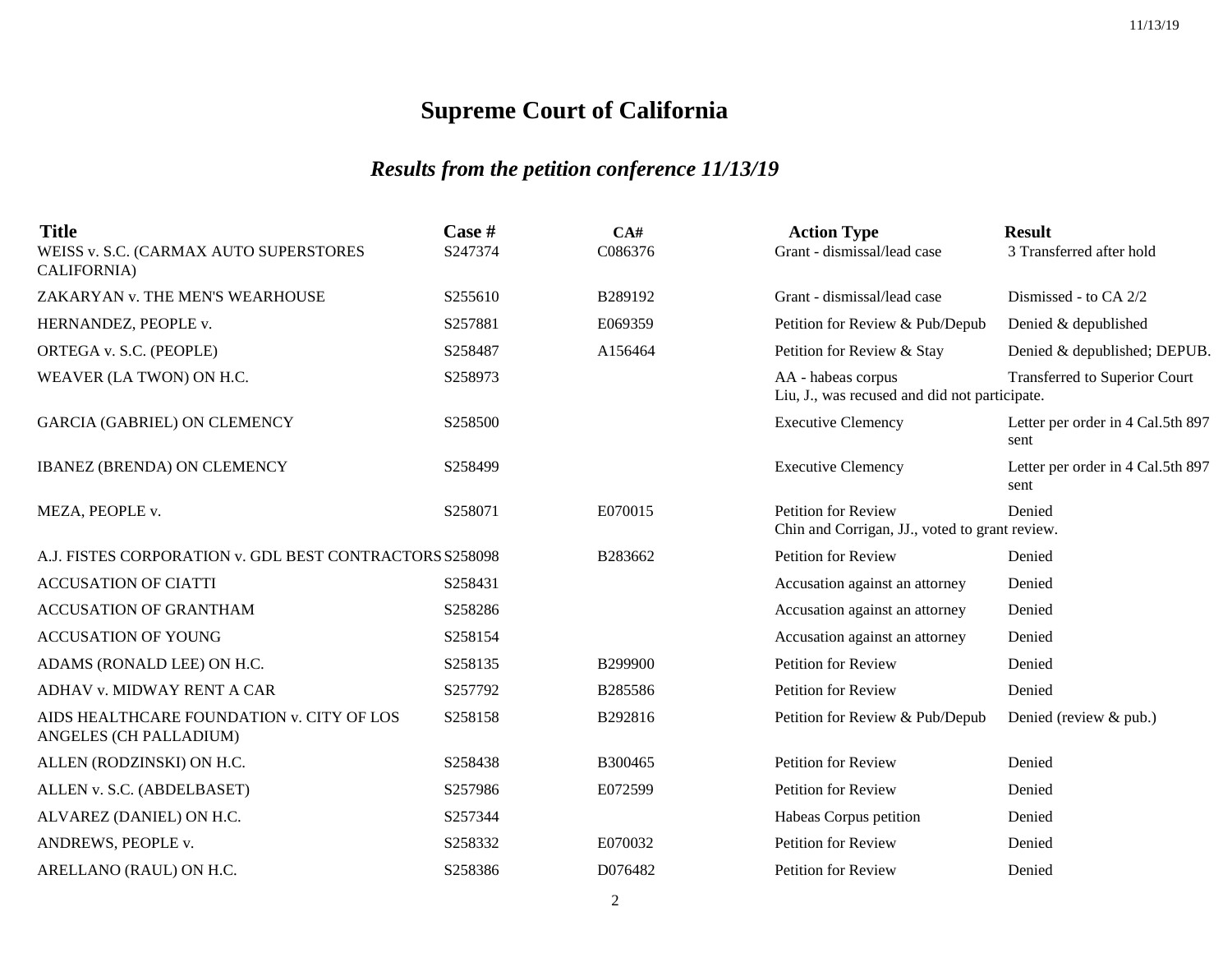# Supreme Court of California

## *Results from the petition conference 11/13/19*

| Title | Case # | CA# | Action Type | Result |
|---|---|---|---|---|
| WEISS v. S.C. (CARMAX AUTO SUPERSTORES CALIFORNIA) | S247374 | C086376 | Grant - dismissal/lead case | 3 Transferred after hold |
| ZAKARYAN v. THE MEN'S WEARHOUSE | S255610 | B289192 | Grant - dismissal/lead case | Dismissed - to CA 2/2 |
| HERNANDEZ, PEOPLE v. | S257881 | E069359 | Petition for Review & Pub/Depub | Denied & depublished |
| ORTEGA v. S.C. (PEOPLE) | S258487 | A156464 | Petition for Review & Stay | Denied & depublished; DEPUB. |
| WEAVER (LA TWON) ON H.C. | S258973 | | AA - habeas corpus<br>Liu, J., was recused and did not participate. | Transferred to Superior Court |
| GARCIA (GABRIEL) ON CLEMENCY | S258500 | | Executive Clemency | Letter per order in 4 Cal.5th 897 sent |
| IBANEZ (BRENDA) ON CLEMENCY | S258499 | | Executive Clemency | Letter per order in 4 Cal.5th 897 sent |
| MEZA, PEOPLE v. | S258071 | E070015 | Petition for Review<br>Chin and Corrigan, JJ., voted to grant review. | Denied |
| A.J. FISTES CORPORATION v. GDL BEST CONTRACTORS | S258098 | B283662 | Petition for Review | Denied |
| ACCUSATION OF CIATTI | S258431 | | Accusation against an attorney | Denied |
| ACCUSATION OF GRANTHAM | S258286 | | Accusation against an attorney | Denied |
| ACCUSATION OF YOUNG | S258154 | | Accusation against an attorney | Denied |
| ADAMS (RONALD LEE) ON H.C. | S258135 | B299900 | Petition for Review | Denied |
| ADHAV v. MIDWAY RENT A CAR | S257792 | B285586 | Petition for Review | Denied |
| AIDS HEALTHCARE FOUNDATION v. CITY OF LOS ANGELES (CH PALLADIUM) | S258158 | B292816 | Petition for Review & Pub/Depub | Denied (review & pub.) |
| ALLEN (RODZINSKI) ON H.C. | S258438 | B300465 | Petition for Review | Denied |
| ALLEN v. S.C. (ABDELBASET) | S257986 | E072599 | Petition for Review | Denied |
| ALVAREZ (DANIEL) ON H.C. | S257344 | | Habeas Corpus petition | Denied |
| ANDREWS, PEOPLE v. | S258332 | E070032 | Petition for Review | Denied |
| ARELLANO (RAUL) ON H.C. | S258386 | D076482 | Petition for Review | Denied |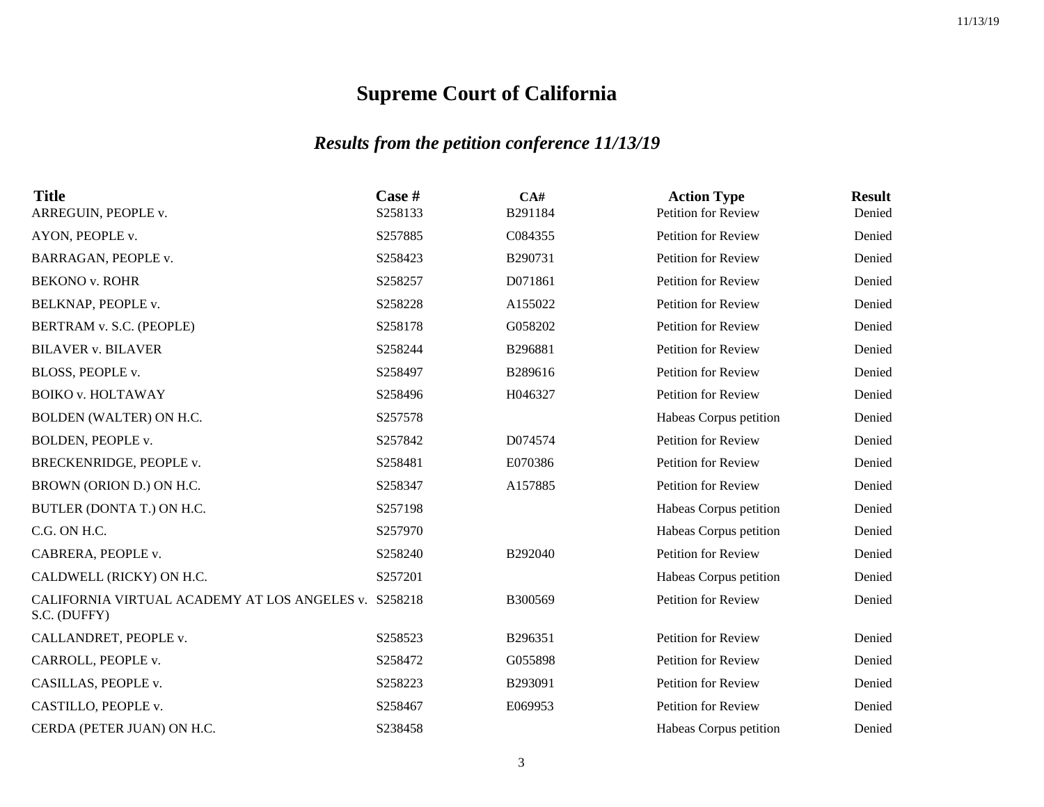# Supreme Court of California

## *Results from the petition conference 11/13/19*

| Title | Case # | CA# | Action Type | Result |
|---|---|---|---|---|
| ARREGUIN, PEOPLE v. | S258133 | B291184 | Petition for Review | Denied |
| AYON, PEOPLE v. | S257885 | C084355 | Petition for Review | Denied |
| BARRAGAN, PEOPLE v. | S258423 | B290731 | Petition for Review | Denied |
| BEKONO v. ROHR | S258257 | D071861 | Petition for Review | Denied |
| BELKNAP, PEOPLE v. | S258228 | A155022 | Petition for Review | Denied |
| BERTRAM v. S.C. (PEOPLE) | S258178 | G058202 | Petition for Review | Denied |
| BILAVER v. BILAVER | S258244 | B296881 | Petition for Review | Denied |
| BLOSS, PEOPLE v. | S258497 | B289616 | Petition for Review | Denied |
| BOIKO v. HOLTAWAY | S258496 | H046327 | Petition for Review | Denied |
| BOLDEN (WALTER) ON H.C. | S257578 | | Habeas Corpus petition | Denied |
| BOLDEN, PEOPLE v. | S257842 | D074574 | Petition for Review | Denied |
| BRECKENRIDGE, PEOPLE v. | S258481 | E070386 | Petition for Review | Denied |
| BROWN (ORION D.) ON H.C. | S258347 | A157885 | Petition for Review | Denied |
| BUTLER (DONTA T.) ON H.C. | S257198 | | Habeas Corpus petition | Denied |
| C.G. ON H.C. | S257970 | | Habeas Corpus petition | Denied |
| CABRERA, PEOPLE v. | S258240 | B292040 | Petition for Review | Denied |
| CALDWELL (RICKY) ON H.C. | S257201 | | Habeas Corpus petition | Denied |
| CALIFORNIA VIRTUAL ACADEMY AT LOS ANGELES v. S.C. (DUFFY) | S258218 | B300569 | Petition for Review | Denied |
| CALLANDRET, PEOPLE v. | S258523 | B296351 | Petition for Review | Denied |
| CARROLL, PEOPLE v. | S258472 | G055898 | Petition for Review | Denied |
| CASILLAS, PEOPLE v. | S258223 | B293091 | Petition for Review | Denied |
| CASTILLO, PEOPLE v. | S258467 | E069953 | Petition for Review | Denied |
| CERDA (PETER JUAN) ON H.C. | S238458 | | Habeas Corpus petition | Denied |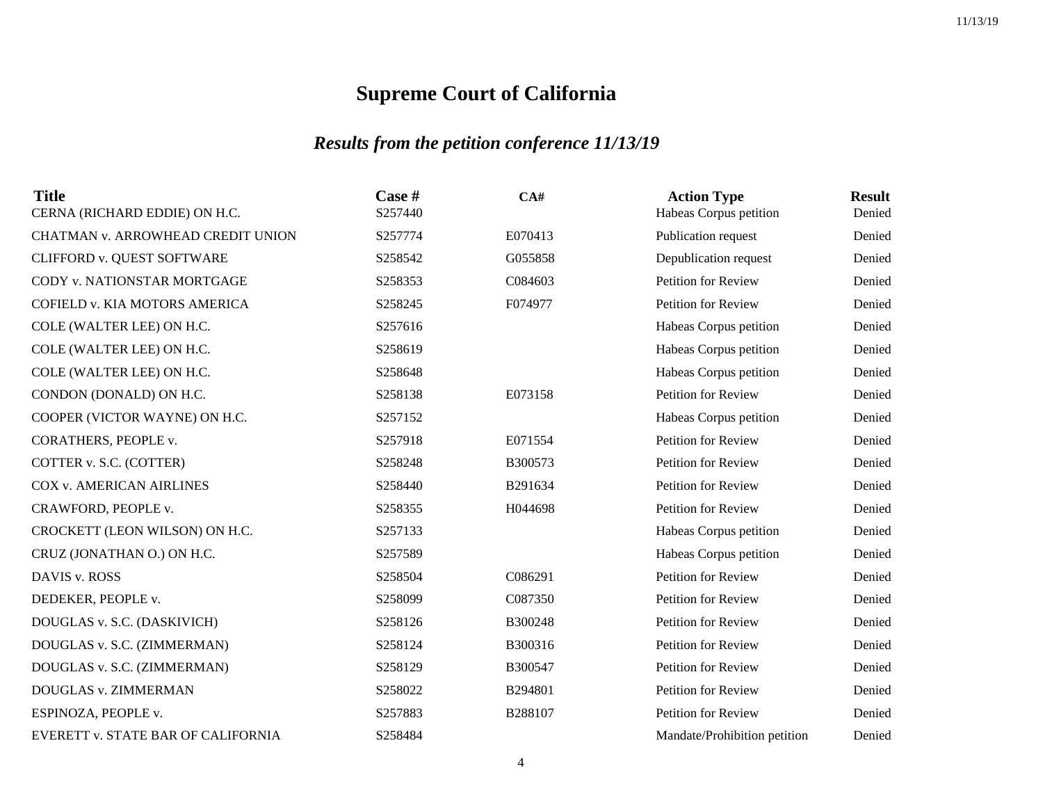# Supreme Court of California

## *Results from the petition conference 11/13/19*

| Title | Case # | CA# | Action Type | Result |
|---|---|---|---|---|
| CERNA (RICHARD EDDIE) ON H.C. | S257440 | | Habeas Corpus petition | Denied |
| CHATMAN v. ARROWHEAD CREDIT UNION | S257774 | E070413 | Publication request | Denied |
| CLIFFORD v. QUEST SOFTWARE | S258542 | G055858 | Depublication request | Denied |
| CODY v. NATIONSTAR MORTGAGE | S258353 | C084603 | Petition for Review | Denied |
| COFIELD v. KIA MOTORS AMERICA | S258245 | F074977 | Petition for Review | Denied |
| COLE (WALTER LEE) ON H.C. | S257616 | | Habeas Corpus petition | Denied |
| COLE (WALTER LEE) ON H.C. | S258619 | | Habeas Corpus petition | Denied |
| COLE (WALTER LEE) ON H.C. | S258648 | | Habeas Corpus petition | Denied |
| CONDON (DONALD) ON H.C. | S258138 | E073158 | Petition for Review | Denied |
| COOPER (VICTOR WAYNE) ON H.C. | S257152 | | Habeas Corpus petition | Denied |
| CORATHERS, PEOPLE v. | S257918 | E071554 | Petition for Review | Denied |
| COTTER v. S.C. (COTTER) | S258248 | B300573 | Petition for Review | Denied |
| COX v. AMERICAN AIRLINES | S258440 | B291634 | Petition for Review | Denied |
| CRAWFORD, PEOPLE v. | S258355 | H044698 | Petition for Review | Denied |
| CROCKETT (LEON WILSON) ON H.C. | S257133 | | Habeas Corpus petition | Denied |
| CRUZ (JONATHAN O.) ON H.C. | S257589 | | Habeas Corpus petition | Denied |
| DAVIS v. ROSS | S258504 | C086291 | Petition for Review | Denied |
| DEDEKER, PEOPLE v. | S258099 | C087350 | Petition for Review | Denied |
| DOUGLAS v. S.C. (DASKIVICH) | S258126 | B300248 | Petition for Review | Denied |
| DOUGLAS v. S.C. (ZIMMERMAN) | S258124 | B300316 | Petition for Review | Denied |
| DOUGLAS v. S.C. (ZIMMERMAN) | S258129 | B300547 | Petition for Review | Denied |
| DOUGLAS v. ZIMMERMAN | S258022 | B294801 | Petition for Review | Denied |
| ESPINOZA, PEOPLE v. | S257883 | B288107 | Petition for Review | Denied |
| EVERETT v. STATE BAR OF CALIFORNIA | S258484 | | Mandate/Prohibition petition | Denied |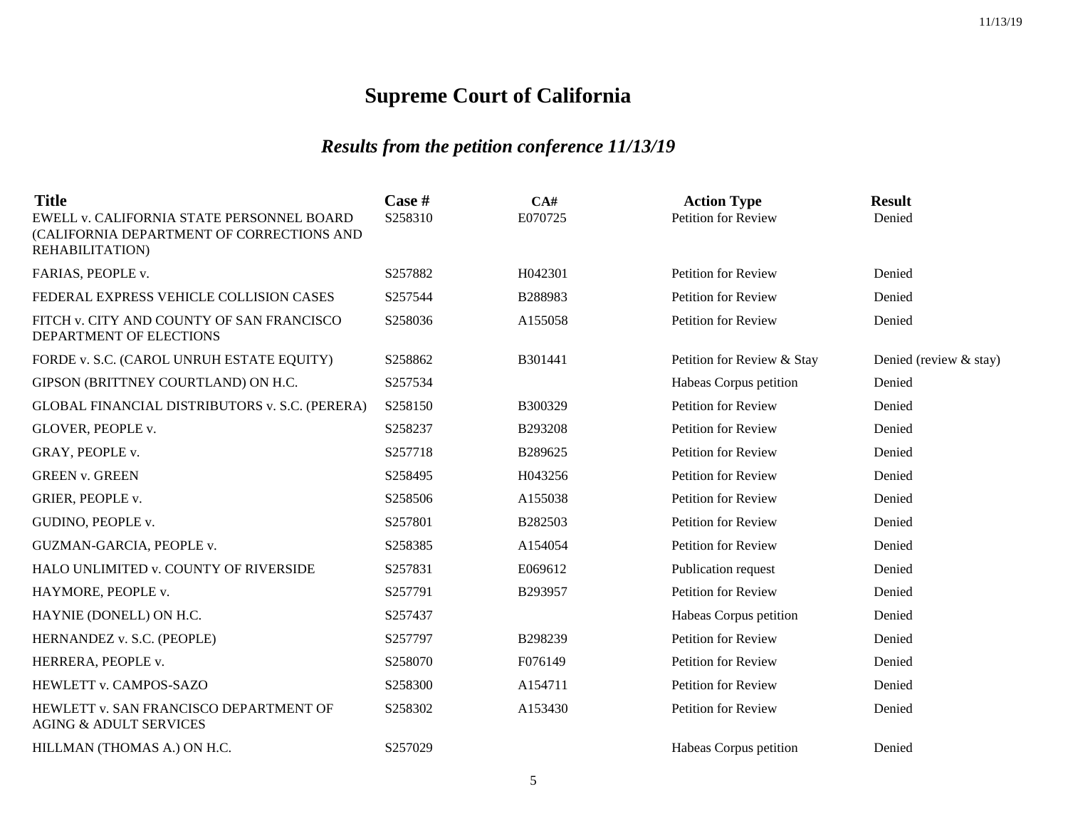# Supreme Court of California

## *Results from the petition conference 11/13/19*

| Title | Case # | CA# | Action Type | Result |
|---|---|---|---|---|
| EWELL v. CALIFORNIA STATE PERSONNEL BOARD (CALIFORNIA DEPARTMENT OF CORRECTIONS AND REHABILITATION) | S258310 | E070725 | Petition for Review | Denied |
| FARIAS, PEOPLE v. | S257882 | H042301 | Petition for Review | Denied |
| FEDERAL EXPRESS VEHICLE COLLISION CASES | S257544 | B288983 | Petition for Review | Denied |
| FITCH v. CITY AND COUNTY OF SAN FRANCISCO DEPARTMENT OF ELECTIONS | S258036 | A155058 | Petition for Review | Denied |
| FORDE v. S.C. (CAROL UNRUH ESTATE EQUITY) | S258862 | B301441 | Petition for Review & Stay | Denied (review & stay) |
| GIPSON (BRITTNEY COURTLAND) ON H.C. | S257534 | | Habeas Corpus petition | Denied |
| GLOBAL FINANCIAL DISTRIBUTORS v. S.C. (PERERA) | S258150 | B300329 | Petition for Review | Denied |
| GLOVER, PEOPLE v. | S258237 | B293208 | Petition for Review | Denied |
| GRAY, PEOPLE v. | S257718 | B289625 | Petition for Review | Denied |
| GREEN v. GREEN | S258495 | H043256 | Petition for Review | Denied |
| GRIER, PEOPLE v. | S258506 | A155038 | Petition for Review | Denied |
| GUDINO, PEOPLE v. | S257801 | B282503 | Petition for Review | Denied |
| GUZMAN-GARCIA, PEOPLE v. | S258385 | A154054 | Petition for Review | Denied |
| HALO UNLIMITED v. COUNTY OF RIVERSIDE | S257831 | E069612 | Publication request | Denied |
| HAYMORE, PEOPLE v. | S257791 | B293957 | Petition for Review | Denied |
| HAYNIE (DONELL) ON H.C. | S257437 | | Habeas Corpus petition | Denied |
| HERNANDEZ v. S.C. (PEOPLE) | S257797 | B298239 | Petition for Review | Denied |
| HERRERA, PEOPLE v. | S258070 | F076149 | Petition for Review | Denied |
| HEWLETT v. CAMPOS-SAZO | S258300 | A154711 | Petition for Review | Denied |
| HEWLETT v. SAN FRANCISCO DEPARTMENT OF AGING & ADULT SERVICES | S258302 | A153430 | Petition for Review | Denied |
| HILLMAN (THOMAS A.) ON H.C. | S257029 | | Habeas Corpus petition | Denied |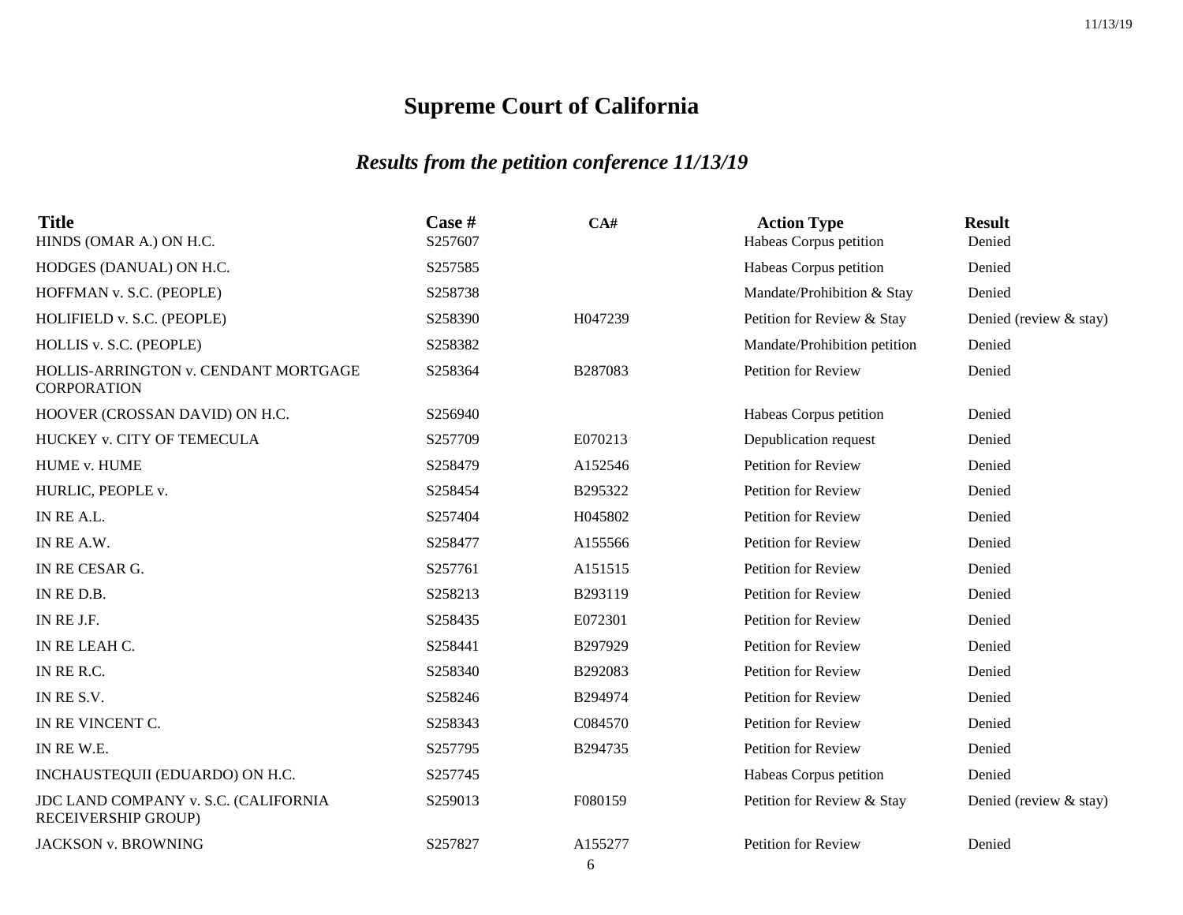# Supreme Court of California

## *Results from the petition conference 11/13/19*

| Title | Case # | CA# | Action Type | Result |
|---|---|---|---|---|
| HINDS (OMAR A.) ON H.C. | S257607 | | Habeas Corpus petition | Denied |
| HODGES (DANUAL) ON H.C. | S257585 | | Habeas Corpus petition | Denied |
| HOFFMAN v. S.C. (PEOPLE) | S258738 | | Mandate/Prohibition & Stay | Denied |
| HOLIFIELD v. S.C. (PEOPLE) | S258390 | H047239 | Petition for Review & Stay | Denied (review & stay) |
| HOLLIS v. S.C. (PEOPLE) | S258382 | | Mandate/Prohibition petition | Denied |
| HOLLIS-ARRINGTON v. CENDANT MORTGAGE CORPORATION | S258364 | B287083 | Petition for Review | Denied |
| HOOVER (CROSSAN DAVID) ON H.C. | S256940 | | Habeas Corpus petition | Denied |
| HUCKEY v. CITY OF TEMECULA | S257709 | E070213 | Depublication request | Denied |
| HUME v. HUME | S258479 | A152546 | Petition for Review | Denied |
| HURLIC, PEOPLE v. | S258454 | B295322 | Petition for Review | Denied |
| IN RE A.L. | S257404 | H045802 | Petition for Review | Denied |
| IN RE A.W. | S258477 | A155566 | Petition for Review | Denied |
| IN RE CESAR G. | S257761 | A151515 | Petition for Review | Denied |
| IN RE D.B. | S258213 | B293119 | Petition for Review | Denied |
| IN RE J.F. | S258435 | E072301 | Petition for Review | Denied |
| IN RE LEAH C. | S258441 | B297929 | Petition for Review | Denied |
| IN RE R.C. | S258340 | B292083 | Petition for Review | Denied |
| IN RE S.V. | S258246 | B294974 | Petition for Review | Denied |
| IN RE VINCENT C. | S258343 | C084570 | Petition for Review | Denied |
| IN RE W.E. | S257795 | B294735 | Petition for Review | Denied |
| INCHAUSTEQUII (EDUARDO) ON H.C. | S257745 | | Habeas Corpus petition | Denied |
| JDC LAND COMPANY v. S.C. (CALIFORNIA RECEIVERSHIP GROUP) | S259013 | F080159 | Petition for Review & Stay | Denied (review & stay) |
| JACKSON v. BROWNING | S257827 | A155277 | Petition for Review | Denied |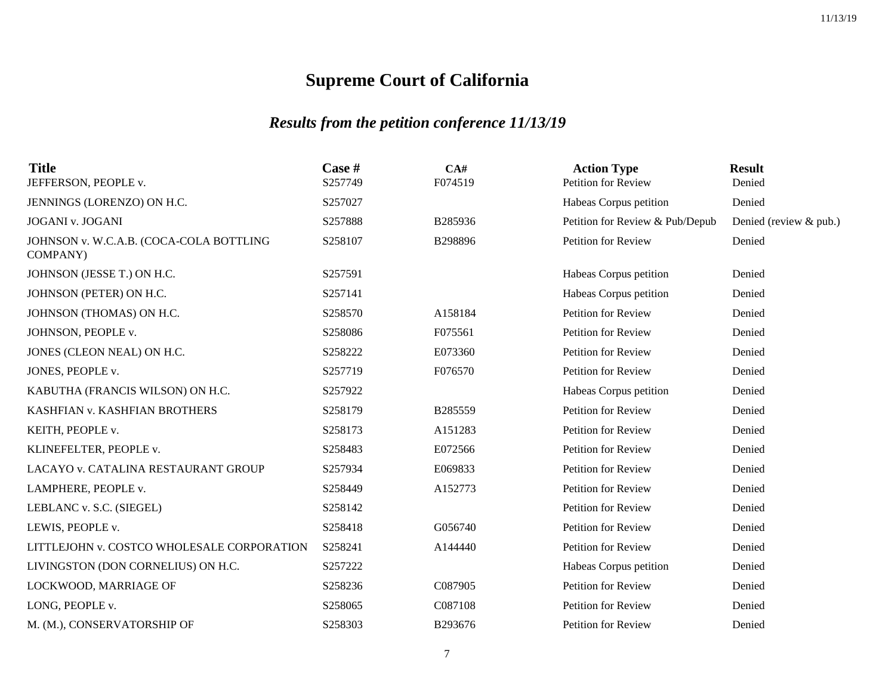# Supreme Court of California

## *Results from the petition conference 11/13/19*

| Title | Case # | CA# | Action Type | Result |
|---|---|---|---|---|
| JEFFERSON, PEOPLE v. | S257749 | F074519 | Petition for Review | Denied |
| JENNINGS (LORENZO) ON H.C. | S257027 | | Habeas Corpus petition | Denied |
| JOGANI v. JOGANI | S257888 | B285936 | Petition for Review & Pub/Depub | Denied (review & pub.) |
| JOHNSON v. W.C.A.B. (COCA-COLA BOTTLING COMPANY) | S258107 | B298896 | Petition for Review | Denied |
| JOHNSON (JESSE T.) ON H.C. | S257591 | | Habeas Corpus petition | Denied |
| JOHNSON (PETER) ON H.C. | S257141 | | Habeas Corpus petition | Denied |
| JOHNSON (THOMAS) ON H.C. | S258570 | A158184 | Petition for Review | Denied |
| JOHNSON, PEOPLE v. | S258086 | F075561 | Petition for Review | Denied |
| JONES (CLEON NEAL) ON H.C. | S258222 | E073360 | Petition for Review | Denied |
| JONES, PEOPLE v. | S257719 | F076570 | Petition for Review | Denied |
| KABUTHA (FRANCIS WILSON) ON H.C. | S257922 | | Habeas Corpus petition | Denied |
| KASHFIAN v. KASHFIAN BROTHERS | S258179 | B285559 | Petition for Review | Denied |
| KEITH, PEOPLE v. | S258173 | A151283 | Petition for Review | Denied |
| KLINEFELTER, PEOPLE v. | S258483 | E072566 | Petition for Review | Denied |
| LACAYO v. CATALINA RESTAURANT GROUP | S257934 | E069833 | Petition for Review | Denied |
| LAMPHERE, PEOPLE v. | S258449 | A152773 | Petition for Review | Denied |
| LEBLANC v. S.C. (SIEGEL) | S258142 | | Petition for Review | Denied |
| LEWIS, PEOPLE v. | S258418 | G056740 | Petition for Review | Denied |
| LITTLEJOHN v. COSTCO WHOLESALE CORPORATION | S258241 | A144440 | Petition for Review | Denied |
| LIVINGSTON (DON CORNELIUS) ON H.C. | S257222 | | Habeas Corpus petition | Denied |
| LOCKWOOD, MARRIAGE OF | S258236 | C087905 | Petition for Review | Denied |
| LONG, PEOPLE v. | S258065 | C087108 | Petition for Review | Denied |
| M. (M.), CONSERVATORSHIP OF | S258303 | B293676 | Petition for Review | Denied |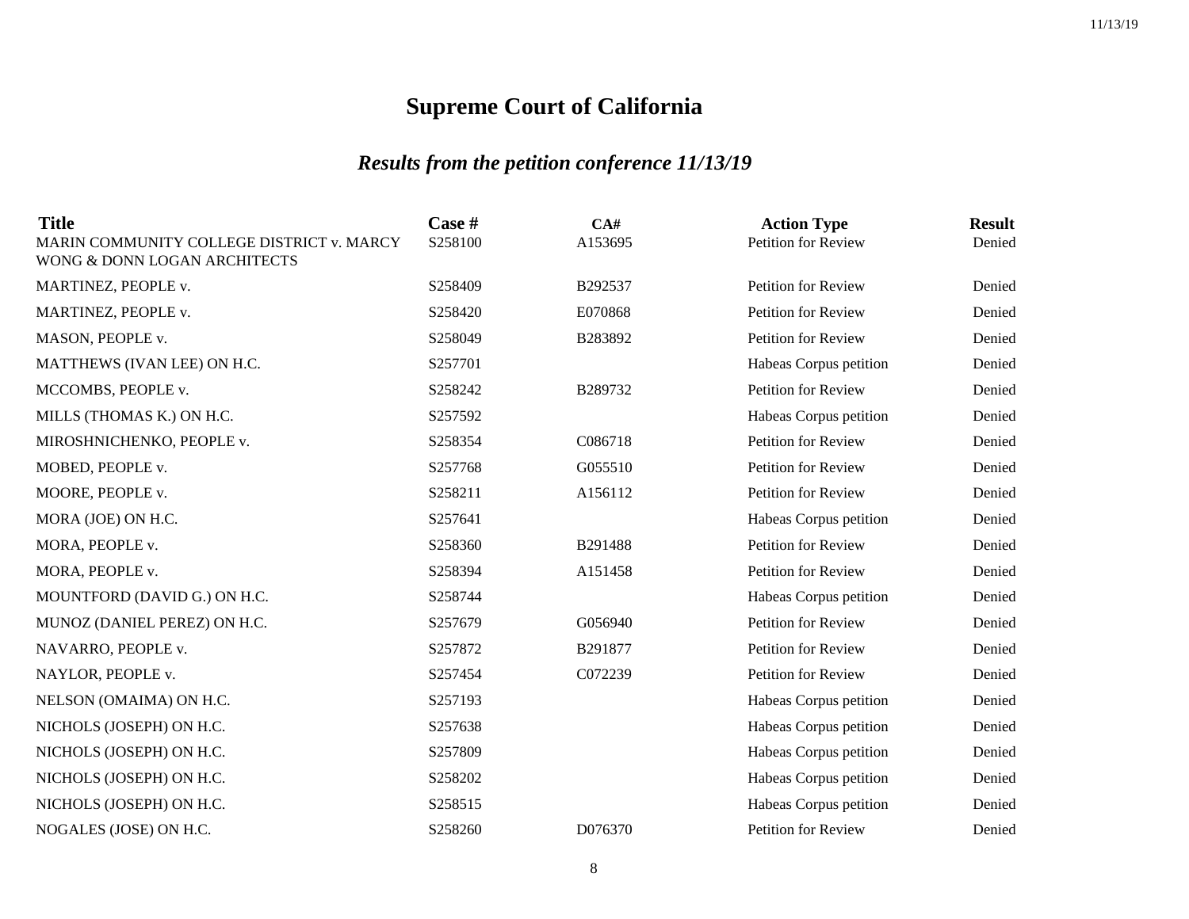# Supreme Court of California

## *Results from the petition conference 11/13/19*

| Title | Case # | CA# | Action Type | Result |
|---|---|---|---|---|
| MARIN COMMUNITY COLLEGE DISTRICT v. MARCY WONG & DONN LOGAN ARCHITECTS | S258100 | A153695 | Petition for Review | Denied |
| MARTINEZ, PEOPLE v. | S258409 | B292537 | Petition for Review | Denied |
| MARTINEZ, PEOPLE v. | S258420 | E070868 | Petition for Review | Denied |
| MASON, PEOPLE v. | S258049 | B283892 | Petition for Review | Denied |
| MATTHEWS (IVAN LEE) ON H.C. | S257701 | | Habeas Corpus petition | Denied |
| MCCOMBS, PEOPLE v. | S258242 | B289732 | Petition for Review | Denied |
| MILLS (THOMAS K.) ON H.C. | S257592 | | Habeas Corpus petition | Denied |
| MIROSHNICHENKO, PEOPLE v. | S258354 | C086718 | Petition for Review | Denied |
| MOBED, PEOPLE v. | S257768 | G055510 | Petition for Review | Denied |
| MOORE, PEOPLE v. | S258211 | A156112 | Petition for Review | Denied |
| MORA (JOE) ON H.C. | S257641 | | Habeas Corpus petition | Denied |
| MORA, PEOPLE v. | S258360 | B291488 | Petition for Review | Denied |
| MORA, PEOPLE v. | S258394 | A151458 | Petition for Review | Denied |
| MOUNTFORD (DAVID G.) ON H.C. | S258744 | | Habeas Corpus petition | Denied |
| MUNOZ (DANIEL PEREZ) ON H.C. | S257679 | G056940 | Petition for Review | Denied |
| NAVARRO, PEOPLE v. | S257872 | B291877 | Petition for Review | Denied |
| NAYLOR, PEOPLE v. | S257454 | C072239 | Petition for Review | Denied |
| NELSON (OMAIMA) ON H.C. | S257193 | | Habeas Corpus petition | Denied |
| NICHOLS (JOSEPH) ON H.C. | S257638 | | Habeas Corpus petition | Denied |
| NICHOLS (JOSEPH) ON H.C. | S257809 | | Habeas Corpus petition | Denied |
| NICHOLS (JOSEPH) ON H.C. | S258202 | | Habeas Corpus petition | Denied |
| NICHOLS (JOSEPH) ON H.C. | S258515 | | Habeas Corpus petition | Denied |
| NOGALES (JOSE) ON H.C. | S258260 | D076370 | Petition for Review | Denied |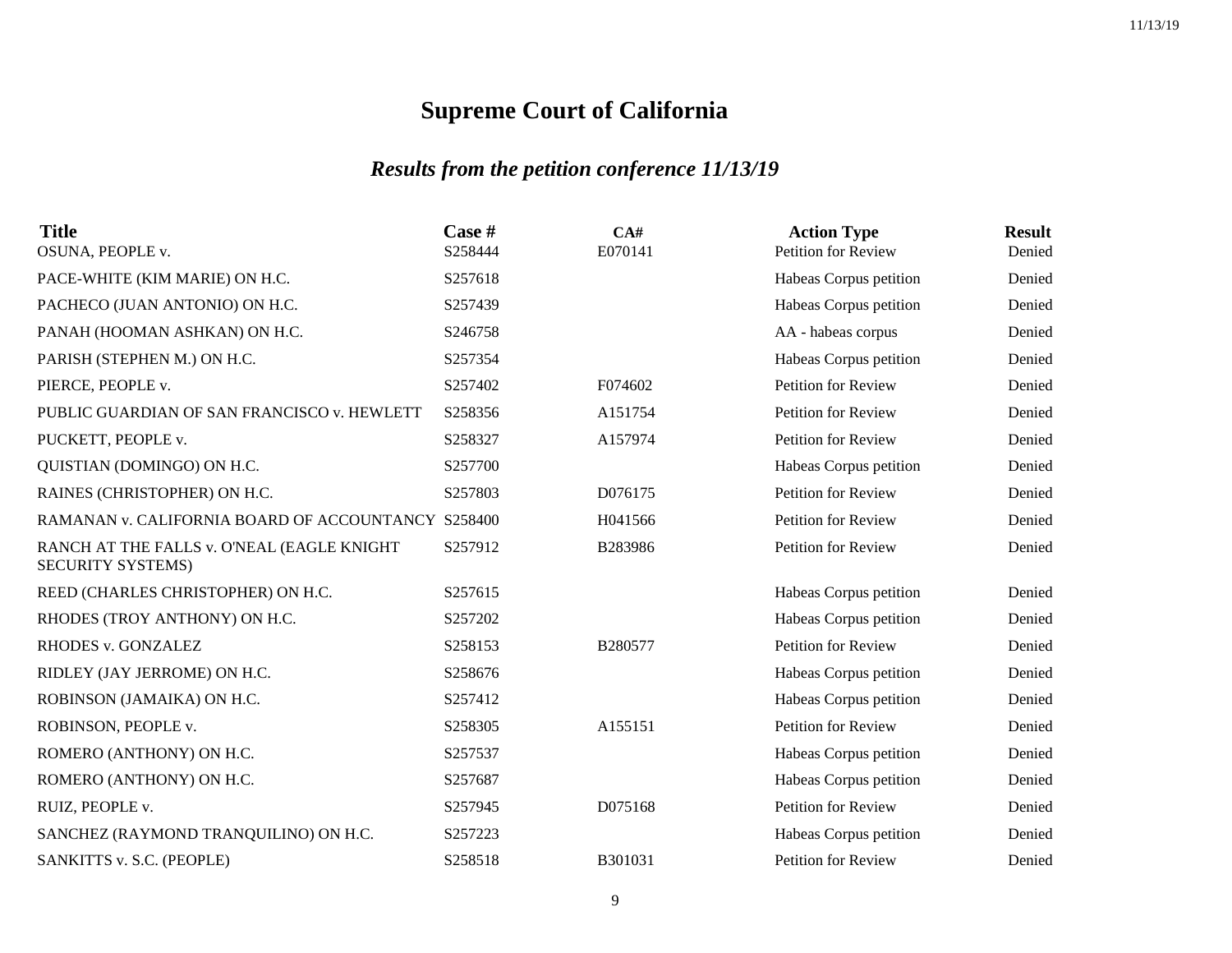# Supreme Court of California

## *Results from the petition conference 11/13/19*

| Title | Case # | CA# | Action Type | Result |
|---|---|---|---|---|
| OSUNA, PEOPLE v. | S258444 | E070141 | Petition for Review | Denied |
| PACE-WHITE (KIM MARIE) ON H.C. | S257618 | | Habeas Corpus petition | Denied |
| PACHECO (JUAN ANTONIO) ON H.C. | S257439 | | Habeas Corpus petition | Denied |
| PANAH (HOOMAN ASHKAN) ON H.C. | S246758 | | AA - habeas corpus | Denied |
| PARISH (STEPHEN M.) ON H.C. | S257354 | | Habeas Corpus petition | Denied |
| PIERCE, PEOPLE v. | S257402 | F074602 | Petition for Review | Denied |
| PUBLIC GUARDIAN OF SAN FRANCISCO v. HEWLETT | S258356 | A151754 | Petition for Review | Denied |
| PUCKETT, PEOPLE v. | S258327 | A157974 | Petition for Review | Denied |
| QUISTIAN (DOMINGO) ON H.C. | S257700 | | Habeas Corpus petition | Denied |
| RAINES (CHRISTOPHER) ON H.C. | S257803 | D076175 | Petition for Review | Denied |
| RAMANAN v. CALIFORNIA BOARD OF ACCOUNTANCY | S258400 | H041566 | Petition for Review | Denied |
| RANCH AT THE FALLS v. O'NEAL (EAGLE KNIGHT SECURITY SYSTEMS) | S257912 | B283986 | Petition for Review | Denied |
| REED (CHARLES CHRISTOPHER) ON H.C. | S257615 | | Habeas Corpus petition | Denied |
| RHODES (TROY ANTHONY) ON H.C. | S257202 | | Habeas Corpus petition | Denied |
| RHODES v. GONZALEZ | S258153 | B280577 | Petition for Review | Denied |
| RIDLEY (JAY JERROME) ON H.C. | S258676 | | Habeas Corpus petition | Denied |
| ROBINSON (JAMAIKA) ON H.C. | S257412 | | Habeas Corpus petition | Denied |
| ROBINSON, PEOPLE v. | S258305 | A155151 | Petition for Review | Denied |
| ROMERO (ANTHONY) ON H.C. | S257537 | | Habeas Corpus petition | Denied |
| ROMERO (ANTHONY) ON H.C. | S257687 | | Habeas Corpus petition | Denied |
| RUIZ, PEOPLE v. | S257945 | D075168 | Petition for Review | Denied |
| SANCHEZ (RAYMOND TRANQUILINO) ON H.C. | S257223 | | Habeas Corpus petition | Denied |
| SANKITTS v. S.C. (PEOPLE) | S258518 | B301031 | Petition for Review | Denied |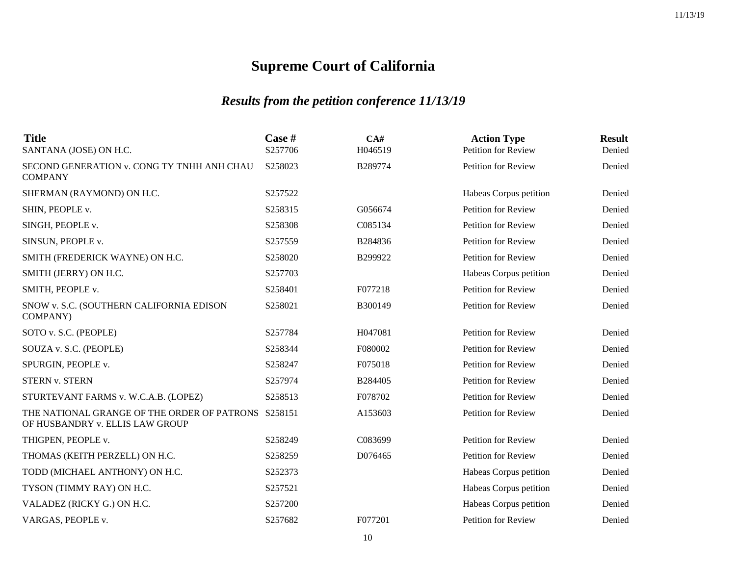# Supreme Court of California

## *Results from the petition conference 11/13/19*

| Title | Case # | CA# | Action Type | Result |
|---|---|---|---|---|
| SANTANA (JOSE) ON H.C. | S257706 | H046519 | Petition for Review | Denied |
| SECOND GENERATION v. CONG TY TNHH ANH CHAU COMPANY | S258023 | B289774 | Petition for Review | Denied |
| SHERMAN (RAYMOND) ON H.C. | S257522 | | Habeas Corpus petition | Denied |
| SHIN, PEOPLE v. | S258315 | G056674 | Petition for Review | Denied |
| SINGH, PEOPLE v. | S258308 | C085134 | Petition for Review | Denied |
| SINSUN, PEOPLE v. | S257559 | B284836 | Petition for Review | Denied |
| SMITH (FREDERICK WAYNE) ON H.C. | S258020 | B299922 | Petition for Review | Denied |
| SMITH (JERRY) ON H.C. | S257703 | | Habeas Corpus petition | Denied |
| SMITH, PEOPLE v. | S258401 | F077218 | Petition for Review | Denied |
| SNOW v. S.C. (SOUTHERN CALIFORNIA EDISON COMPANY) | S258021 | B300149 | Petition for Review | Denied |
| SOTO v. S.C. (PEOPLE) | S257784 | H047081 | Petition for Review | Denied |
| SOUZA v. S.C. (PEOPLE) | S258344 | F080002 | Petition for Review | Denied |
| SPURGIN, PEOPLE v. | S258247 | F075018 | Petition for Review | Denied |
| STERN v. STERN | S257974 | B284405 | Petition for Review | Denied |
| STURTEVANT FARMS v. W.C.A.B. (LOPEZ) | S258513 | F078702 | Petition for Review | Denied |
| THE NATIONAL GRANGE OF THE ORDER OF PATRONS OF HUSBANDRY v. ELLIS LAW GROUP | S258151 | A153603 | Petition for Review | Denied |
| THIGPEN, PEOPLE v. | S258249 | C083699 | Petition for Review | Denied |
| THOMAS (KEITH PERZELL) ON H.C. | S258259 | D076465 | Petition for Review | Denied |
| TODD (MICHAEL ANTHONY) ON H.C. | S252373 | | Habeas Corpus petition | Denied |
| TYSON (TIMMY RAY) ON H.C. | S257521 | | Habeas Corpus petition | Denied |
| VALADEZ (RICKY G.) ON H.C. | S257200 | | Habeas Corpus petition | Denied |
| VARGAS, PEOPLE v. | S257682 | F077201 | Petition for Review | Denied |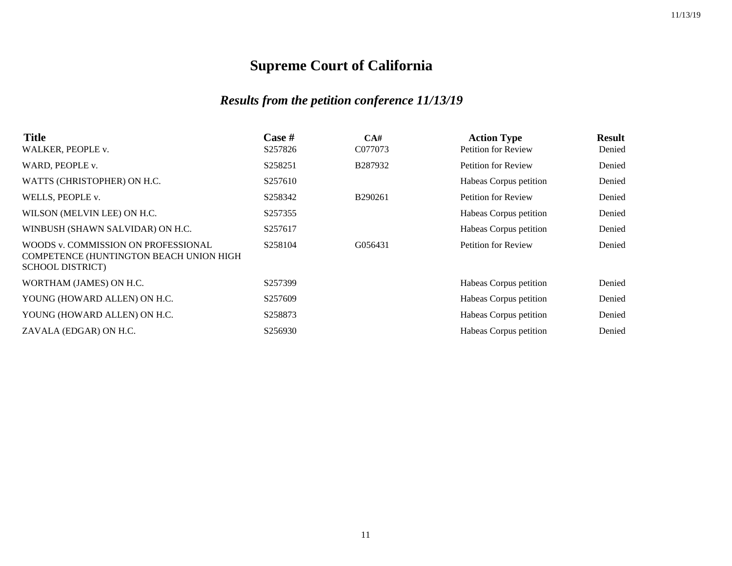# Supreme Court of California

## *Results from the petition conference 11/13/19*

| Title | Case # | CA# | Action Type | Result |
|---|---|---|---|---|
| WALKER, PEOPLE v. | S257826 | C077073 | Petition for Review | Denied |
| WARD, PEOPLE v. | S258251 | B287932 | Petition for Review | Denied |
| WATTS (CHRISTOPHER) ON H.C. | S257610 | | Habeas Corpus petition | Denied |
| WELLS, PEOPLE v. | S258342 | B290261 | Petition for Review | Denied |
| WILSON (MELVIN LEE) ON H.C. | S257355 | | Habeas Corpus petition | Denied |
| WINBUSH (SHAWN SALVIDAR) ON H.C. | S257617 | | Habeas Corpus petition | Denied |
| WOODS v. COMMISSION ON PROFESSIONAL COMPETENCE (HUNTINGTON BEACH UNION HIGH SCHOOL DISTRICT) | S258104 | G056431 | Petition for Review | Denied |
| WORTHAM (JAMES) ON H.C. | S257399 | | Habeas Corpus petition | Denied |
| YOUNG (HOWARD ALLEN) ON H.C. | S257609 | | Habeas Corpus petition | Denied |
| YOUNG (HOWARD ALLEN) ON H.C. | S258873 | | Habeas Corpus petition | Denied |
| ZAVALA (EDGAR) ON H.C. | S256930 | | Habeas Corpus petition | Denied |